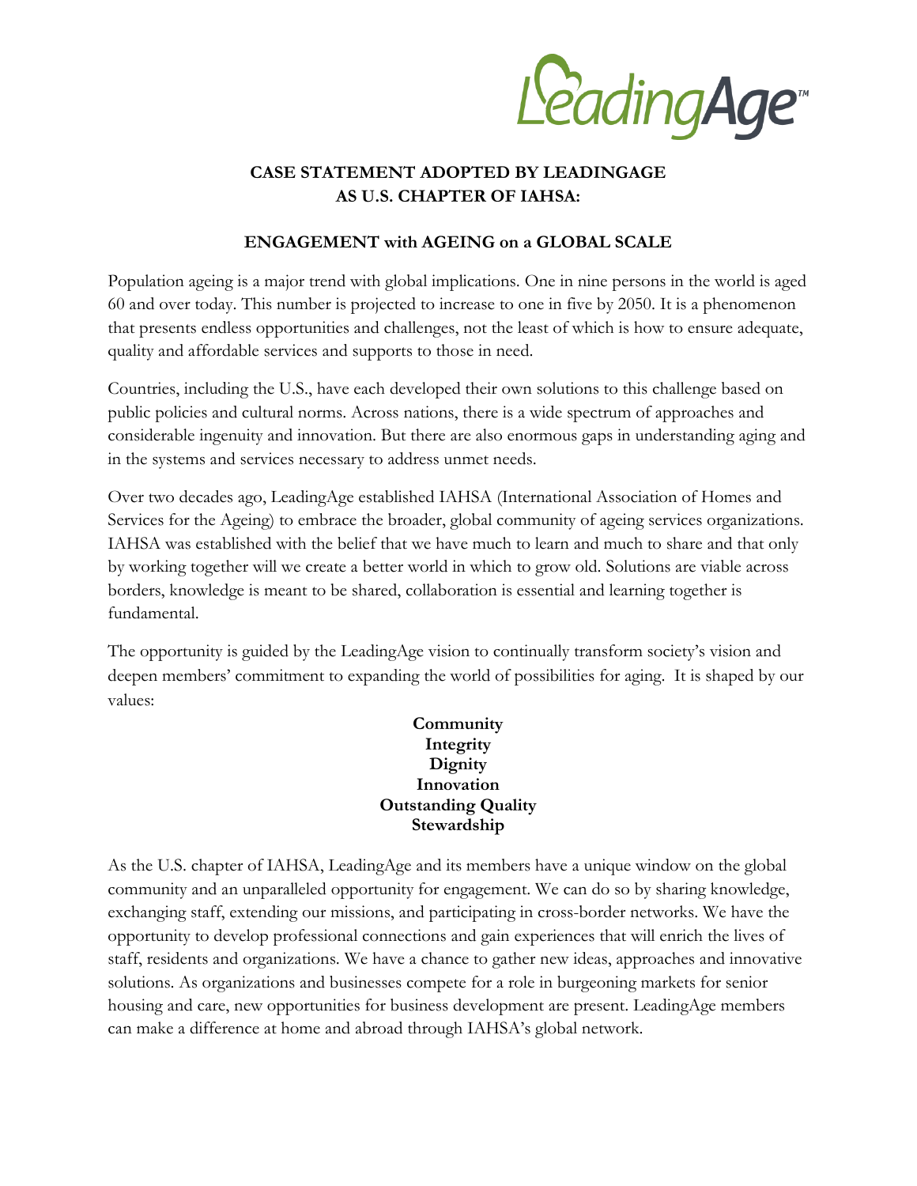# CASE STATEMENT ADOPTED BY LEADINGAGE AS U.S. CHAPTER OF IAHSA:

## ENGAGEMENT with AGEING on a GLOBAL SCALE

Population ageing is a major trend with global implications. One in nine persons in the world is aged 60 and over today. This number is projected to increase to one in five by 2050. It is a phenomenon that presents endless opportunities and challenges, not the least of which is how to ensure adequate, quality and affordable services and supports to those in need.

Countries, including the U.S., have each developed their own solutions to this challenge based on public policies and cultural norms. Across nations, there is a wide spectrum of approaches and considerable ingenuity and innovation. But there are also enormous gaps in understanding aging and in the systems and services necessary to address unmet needs.

Over two decades ago, LeadingAge established IAHSA (International Association of Homes and Services for the Ageing) to embrace the broader, global community of ageing services organizations. IAHSA was established with the belief that we have much to learn and much to share and that only by working together will we create a better world in which to grow old. Solutions are viable across borders, knowledge is meant to be shared, collaboration is essential and learning together is fundamental.

The opportunity is guided by the LeadingAge vision to continually transform society's vision and deepen members' commitment to expanding the world of possibilities for aging. It is shaped by our values:

**Community**
**Integrity**
**Dignity**
**Innovation**
**Outstanding Quality**
**Stewardship**

As the U.S. chapter of IAHSA, LeadingAge and its members have a unique window on the global community and an unparalleled opportunity for engagement. We can do so by sharing knowledge, exchanging staff, extending our missions, and participating in cross-border networks. We have the opportunity to develop professional connections and gain experiences that will enrich the lives of staff, residents and organizations. We have a chance to gather new ideas, approaches and innovative solutions. As organizations and businesses compete for a role in burgeoning markets for senior housing and care, new opportunities for business development are present. LeadingAge members can make a difference at home and abroad through IAHSA's global network.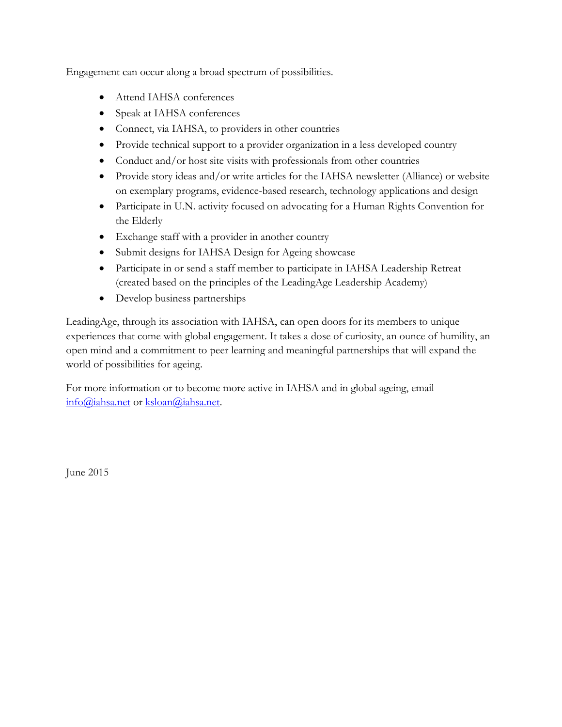Engagement can occur along a broad spectrum of possibilities.

- Attend IAHSA conferences
- Speak at IAHSA conferences
- Connect, via IAHSA, to providers in other countries
- Provide technical support to a provider organization in a less developed country
- Conduct and/or host site visits with professionals from other countries
- Provide story ideas and/or write articles for the IAHSA newsletter (Alliance) or website on exemplary programs, evidence-based research, technology applications and design
- Participate in U.N. activity focused on advocating for a Human Rights Convention for the Elderly
- Exchange staff with a provider in another country
- Submit designs for IAHSA Design for Ageing showcase
- Participate in or send a staff member to participate in IAHSA Leadership Retreat (created based on the principles of the LeadingAge Leadership Academy)
- Develop business partnerships

LeadingAge, through its association with IAHSA, can open doors for its members to unique experiences that come with global engagement. It takes a dose of curiosity, an ounce of humility, an open mind and a commitment to peer learning and meaningful partnerships that will expand the world of possibilities for ageing.

For more information or to become more active in IAHSA and in global ageing, email info@iahsa.net or ksloan@iahsa.net.

June 2015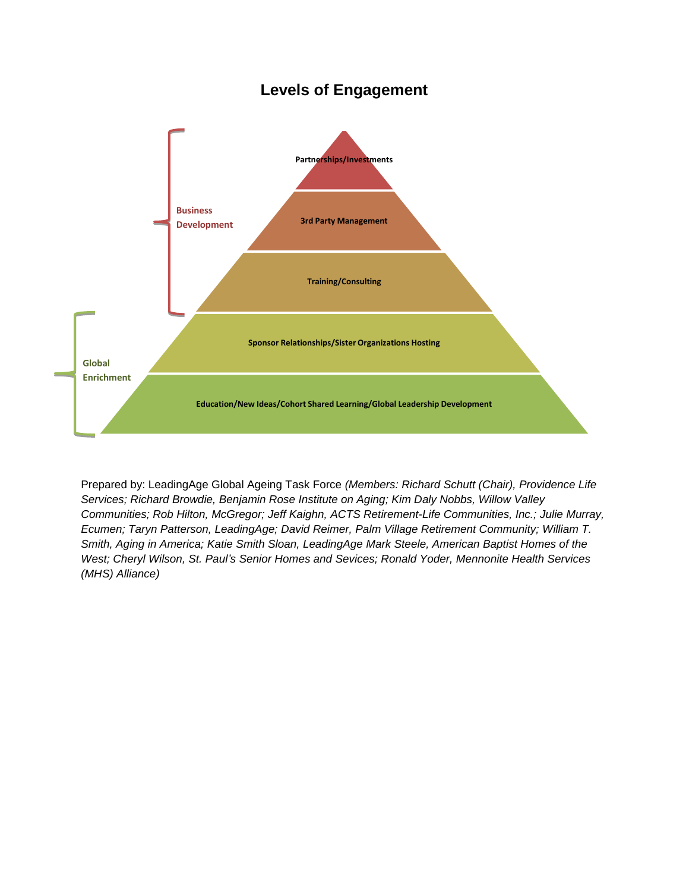# Levels of Engagement

Partnerships/Investments

3rd Party Management

Training/Consulting

Sponsor Relationships/Sister Organizations Hosting

Education/New Ideas/Cohort Shared Learning/Global Leadership Development

Business Development

Global Enrichment

Prepared by: LeadingAge Global Ageing Task Force *(Members: Richard Schutt (Chair), Providence Life Services; Richard Browdie, Benjamin Rose Institute on Aging; Kim Daly Nobbs, Willow Valley Communities; Rob Hilton, McGregor; Jeff Kaighn, ACTS Retirement-Life Communities, Inc.; Julie Murray, Ecumen; Taryn Patterson, LeadingAge; David Reimer, Palm Village Retirement Community; William T. Smith, Aging in America; Katie Smith Sloan, LeadingAge Mark Steele, American Baptist Homes of the West; Cheryl Wilson, St. Paul's Senior Homes and Sevices; Ronald Yoder, Mennonite Health Services (MHS) Alliance)*